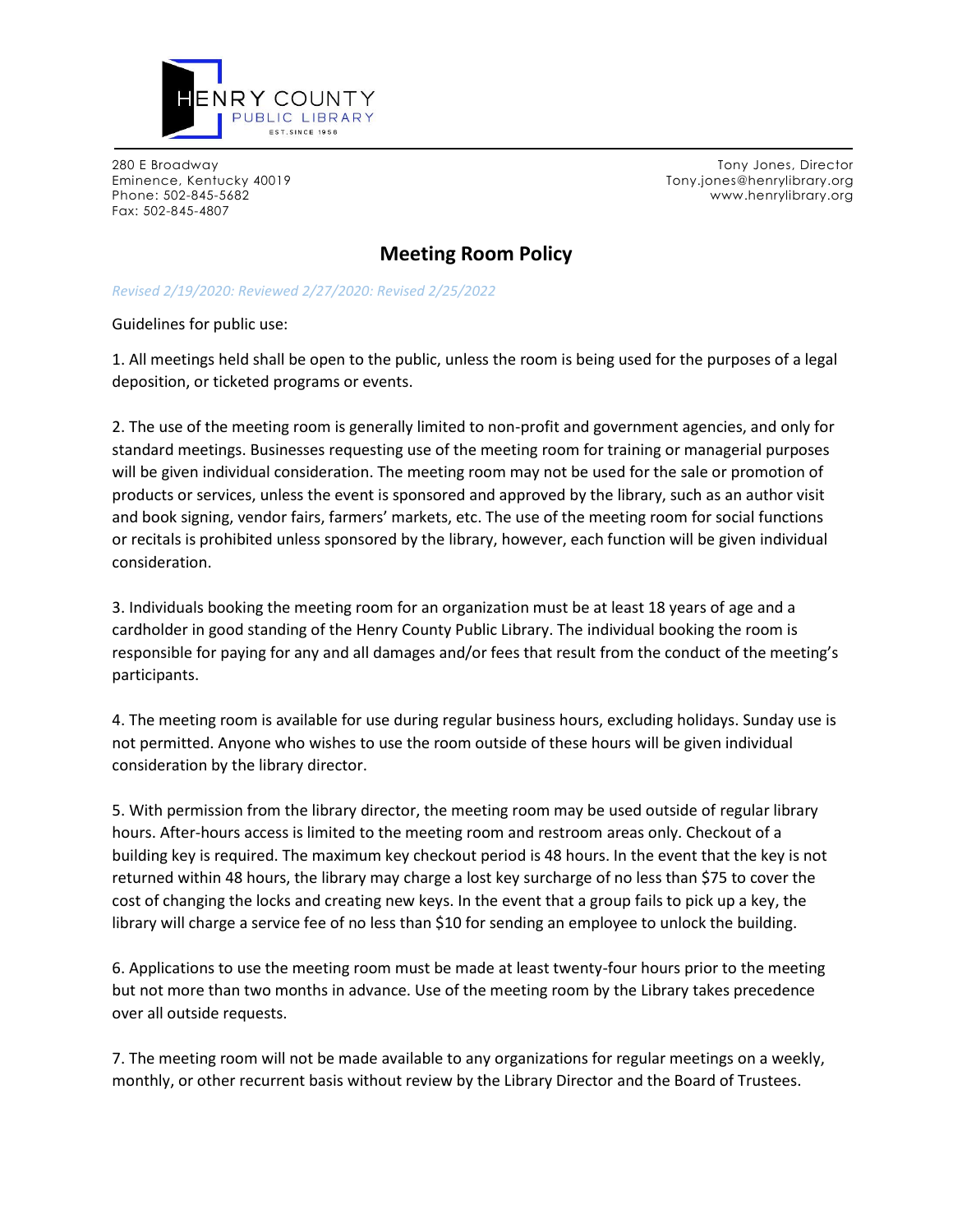HENRY COUNTY
PUBLIC LIBRARY
EST. SINCE 1958

280 E Broadway
Eminence, Kentucky 40019
Phone: 502-845-5682
Fax: 502-845-4807

Tony Jones, Director
Tony.jones@henrylibrary.org
www.henrylibrary.org

# Meeting Room Policy

*Revised 2/19/2020: Reviewed 2/27/2020: Revised 2/25/2022*

Guidelines for public use:

1. All meetings held shall be open to the public, unless the room is being used for the purposes of a legal deposition, or ticketed programs or events.

2. The use of the meeting room is generally limited to non-profit and government agencies, and only for standard meetings. Businesses requesting use of the meeting room for training or managerial purposes will be given individual consideration. The meeting room may not be used for the sale or promotion of products or services, unless the event is sponsored and approved by the library, such as an author visit and book signing, vendor fairs, farmers' markets, etc. The use of the meeting room for social functions or recitals is prohibited unless sponsored by the library, however, each function will be given individual consideration.

3. Individuals booking the meeting room for an organization must be at least 18 years of age and a cardholder in good standing of the Henry County Public Library. The individual booking the room is responsible for paying for any and all damages and/or fees that result from the conduct of the meeting's participants.

4. The meeting room is available for use during regular business hours, excluding holidays. Sunday use is not permitted. Anyone who wishes to use the room outside of these hours will be given individual consideration by the library director.

5. With permission from the library director, the meeting room may be used outside of regular library hours. After-hours access is limited to the meeting room and restroom areas only. Checkout of a building key is required. The maximum key checkout period is 48 hours. In the event that the key is not returned within 48 hours, the library may charge a lost key surcharge of no less than $75 to cover the cost of changing the locks and creating new keys. In the event that a group fails to pick up a key, the library will charge a service fee of no less than $10 for sending an employee to unlock the building.

6. Applications to use the meeting room must be made at least twenty-four hours prior to the meeting but not more than two months in advance. Use of the meeting room by the Library takes precedence over all outside requests.

7. The meeting room will not be made available to any organizations for regular meetings on a weekly, monthly, or other recurrent basis without review by the Library Director and the Board of Trustees.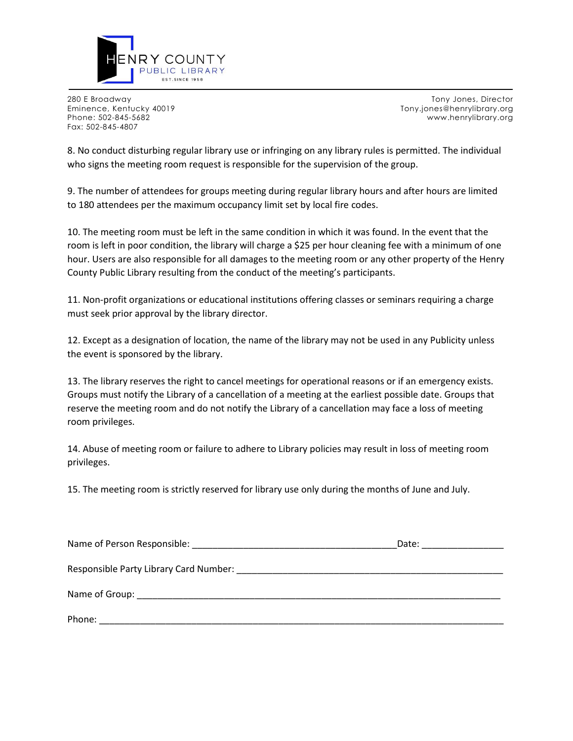280 E Broadway
Eminence, Kentucky 40019
Phone: 502-845-5682
Fax: 502-845-4807

Tony Jones, Director
Tony.jones@henrylibrary.org
www.henrylibrary.org

8. No conduct disturbing regular library use or infringing on any library rules is permitted. The individual who signs the meeting room request is responsible for the supervision of the group.

9. The number of attendees for groups meeting during regular library hours and after hours are limited to 180 attendees per the maximum occupancy limit set by local fire codes.

10. The meeting room must be left in the same condition in which it was found. In the event that the room is left in poor condition, the library will charge a $25 per hour cleaning fee with a minimum of one hour. Users are also responsible for all damages to the meeting room or any other property of the Henry County Public Library resulting from the conduct of the meeting's participants.

11. Non-profit organizations or educational institutions offering classes or seminars requiring a charge must seek prior approval by the library director.

12. Except as a designation of location, the name of the library may not be used in any Publicity unless the event is sponsored by the library.

13. The library reserves the right to cancel meetings for operational reasons or if an emergency exists. Groups must notify the Library of a cancellation of a meeting at the earliest possible date. Groups that reserve the meeting room and do not notify the Library of a cancellation may face a loss of meeting room privileges.

14. Abuse of meeting room or failure to adhere to Library policies may result in loss of meeting room privileges.

15. The meeting room is strictly reserved for library use only during the months of June and July.

Name of Person Responsible: ________________________________________ Date: ________________

Responsible Party Library Card Number: _____________________________________________________

Name of Group: _________________________________________________________________________

Phone: _________________________________________________________________________________